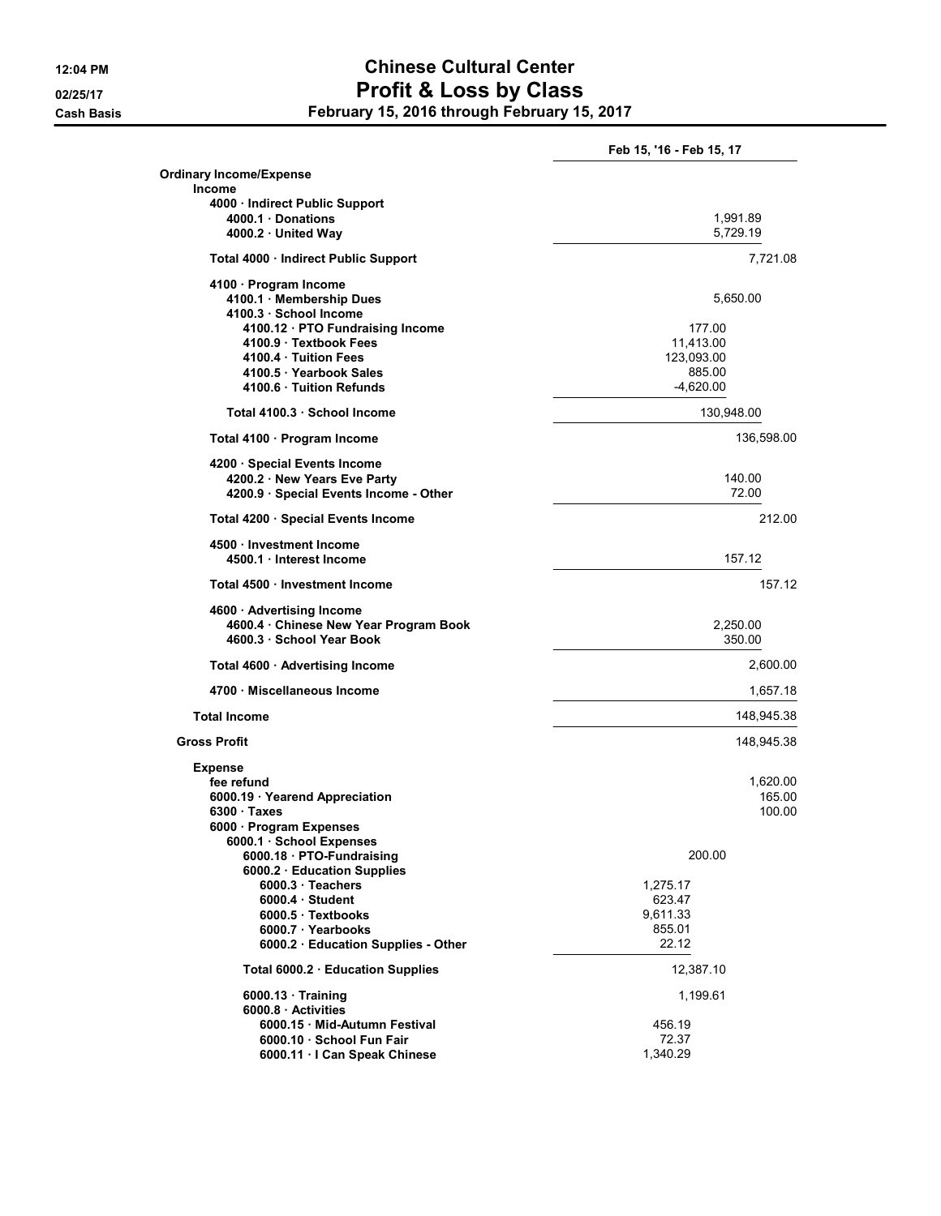12:04 PM
02/25/17
Cash Basis

# Chinese Cultural Center
## Profit & Loss by Class
### February 15, 2016 through February 15, 2017

| | | | Feb 15, '16 - Feb 15, 17 |
|---|---|---|---|
| **Ordinary Income/Expense** | | | |
| **Income** | | | |
| **4000 · Indirect Public Support** | | | |
| **4000.1 · Donations** | | 1,991.89 | |
| **4000.2 · United Way** | | 5,729.19 | |
| **Total 4000 · Indirect Public Support** | | | 7,721.08 |
| **4100 · Program Income** | | | |
| **4100.1 · Membership Dues** | | 5,650.00 | |
| **4100.3 · School Income** | | | |
| **4100.12 · PTO Fundraising Income** | 177.00 | | |
| **4100.9 · Textbook Fees** | 11,413.00 | | |
| **4100.4 · Tuition Fees** | 123,093.00 | | |
| **4100.5 · Yearbook Sales** | 885.00 | | |
| **4100.6 · Tuition Refunds** | -4,620.00 | | |
| **Total 4100.3 · School Income** | | 130,948.00 | |
| **Total 4100 · Program Income** | | | 136,598.00 |
| **4200 · Special Events Income** | | | |
| **4200.2 · New Years Eve Party** | | 140.00 | |
| **4200.9 · Special Events Income - Other** | | 72.00 | |
| **Total 4200 · Special Events Income** | | | 212.00 |
| **4500 · Investment Income** | | | |
| **4500.1 · Interest Income** | | 157.12 | |
| **Total 4500 · Investment Income** | | | 157.12 |
| **4600 · Advertising Income** | | | |
| **4600.4 · Chinese New Year Program Book** | | 2,250.00 | |
| **4600.3 · School Year Book** | | 350.00 | |
| **Total 4600 · Advertising Income** | | | 2,600.00 |
| **4700 · Miscellaneous Income** | | | 1,657.18 |
| **Total Income** | | | 148,945.38 |
| **Gross Profit** | | | 148,945.38 |
| **Expense** | | | |
| **fee refund** | | | 1,620.00 |
| **6000.19 · Yearend Appreciation** | | | 165.00 |
| **6300 · Taxes** | | | 100.00 |
| **6000 · Program Expenses** | | | |
| **6000.1 · School Expenses** | | | |
| **6000.18 · PTO-Fundraising** | | 200.00 | |
| **6000.2 · Education Supplies** | | | |
| **6000.3 · Teachers** | 1,275.17 | | |
| **6000.4 · Student** | 623.47 | | |
| **6000.5 · Textbooks** | 9,611.33 | | |
| **6000.7 · Yearbooks** | 855.01 | | |
| **6000.2 · Education Supplies - Other** | 22.12 | | |
| **Total 6000.2 · Education Supplies** | | 12,387.10 | |
| **6000.13 · Training** | | 1,199.61 | |
| **6000.8 · Activities** | | | |
| **6000.15 · Mid-Autumn Festival** | 456.19 | | |
| **6000.10 · School Fun Fair** | 72.37 | | |
| **6000.11 · I Can Speak Chinese** | 1,340.29 | | |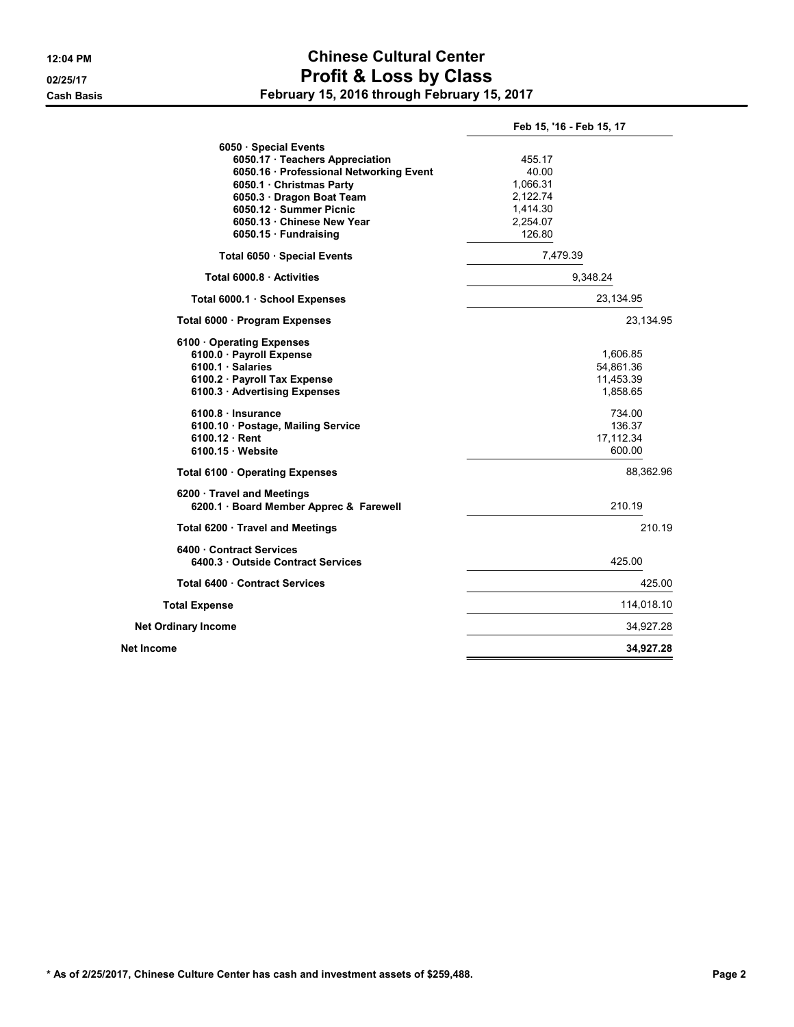# Chinese Cultural Center
## Profit & Loss by Class
### February 15, 2016 through February 15, 2017

12:04 PM
02/25/17
Cash Basis

| | Feb 15, '16 - Feb 15, 17 | | | |
|---|---|---|---|---|
| 6050 · Special Events | | | | |
| 6050.17 · Teachers Appreciation | 455.17 | | | |
| 6050.16 · Professional Networking Event | 40.00 | | | |
| 6050.1 · Christmas Party | 1,066.31 | | | |
| 6050.3 · Dragon Boat Team | 2,122.74 | | | |
| 6050.12 · Summer Picnic | 1,414.30 | | | |
| 6050.13 · Chinese New Year | 2,254.07 | | | |
| 6050.15 · Fundraising | 126.80 | | | |
| Total 6050 · Special Events | 7,479.39 | | | |
| Total 6000.8 · Activities | | 9,348.24 | | |
| Total 6000.1 · School Expenses | | | 23,134.95 | |
| Total 6000 · Program Expenses | | | | 23,134.95 |
| 6100 · Operating Expenses | | | | |
| 6100.0 · Payroll Expense | | | 1,606.85 | |
| 6100.1 · Salaries | | | 54,861.36 | |
| 6100.2 · Payroll Tax Expense | | | 11,453.39 | |
| 6100.3 · Advertising Expenses | | | 1,858.65 | |
| 6100.8 · Insurance | | | 734.00 | |
| 6100.10 · Postage, Mailing Service | | | 136.37 | |
| 6100.12 · Rent | | | 17,112.34 | |
| 6100.15 · Website | | | 600.00 | |
| Total 6100 · Operating Expenses | | | | 88,362.96 |
| 6200 · Travel and Meetings | | | | |
| 6200.1 · Board Member Apprec & Farewell | | | 210.19 | |
| Total 6200 · Travel and Meetings | | | | 210.19 |
| 6400 · Contract Services | | | | |
| 6400.3 · Outside Contract Services | | | 425.00 | |
| Total 6400 · Contract Services | | | | 425.00 |
| Total Expense | | | | 114,018.10 |
| Net Ordinary Income | | | | 34,927.28 |
| **Net Income** | | | | **34,927.28** |

**\* As of 2/25/2017, Chinese Culture Center has cash and investment assets of $259,488.**